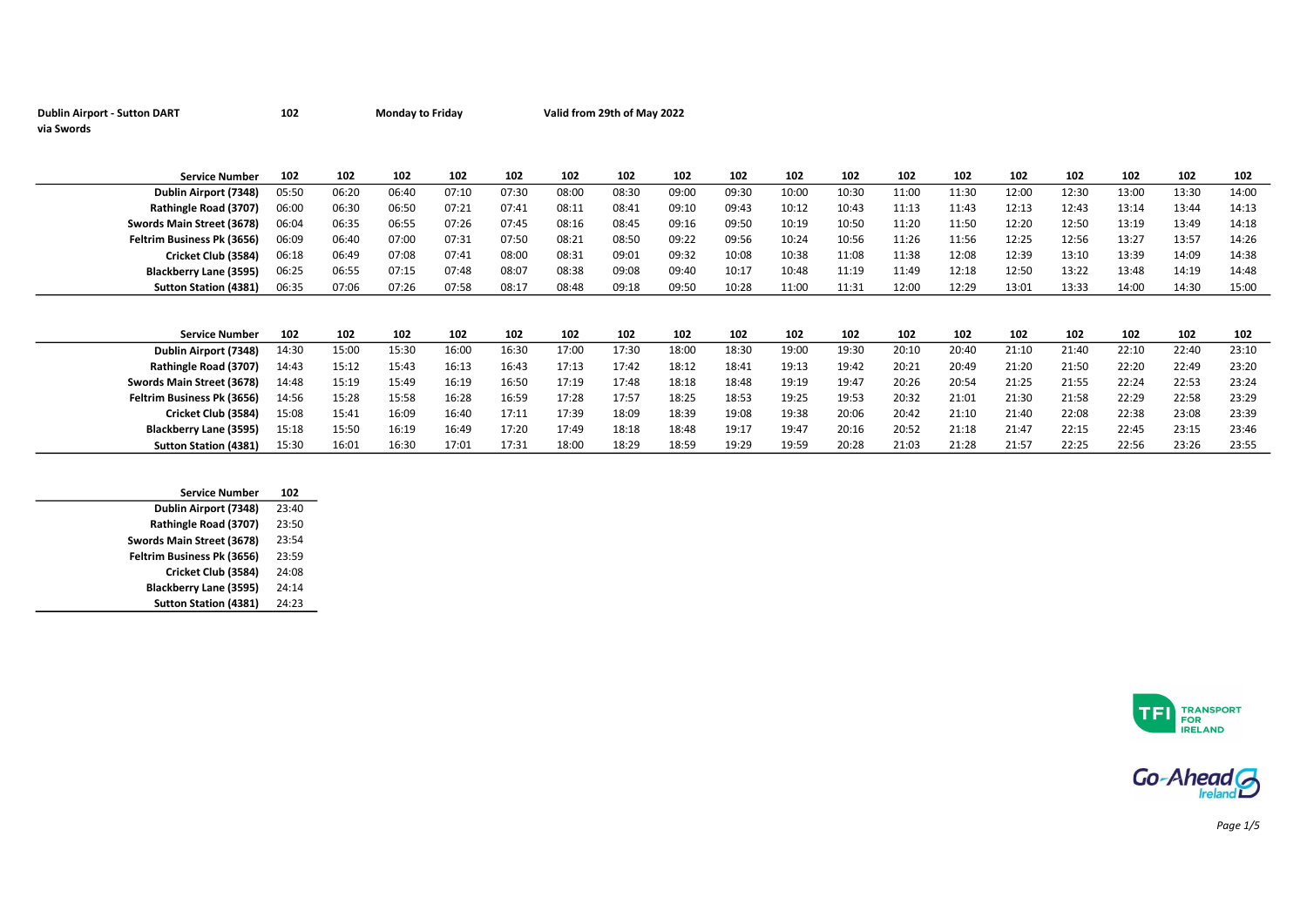**Dublin Airport - Sutton DART via Swords** | **102** | **Monday to Friday** | **Valid from 29th of May 2022**

| Service Number | 102 | 102 | 102 | 102 | 102 | 102 | 102 | 102 | 102 | 102 | 102 | 102 | 102 | 102 | 102 | 102 | 102 | 102 |
|---|---|---|---|---|---|---|---|---|---|---|---|---|---|---|---|---|---|---|
| Dublin Airport (7348) | 05:50 | 06:20 | 06:40 | 07:10 | 07:30 | 08:00 | 08:30 | 09:00 | 09:30 | 10:00 | 10:30 | 11:00 | 11:30 | 12:00 | 12:30 | 13:00 | 13:30 | 14:00 |
| Rathingle Road (3707) | 06:00 | 06:30 | 06:50 | 07:21 | 07:41 | 08:11 | 08:41 | 09:10 | 09:43 | 10:12 | 10:43 | 11:13 | 11:43 | 12:13 | 12:43 | 13:14 | 13:44 | 14:13 |
| Swords Main Street (3678) | 06:04 | 06:35 | 06:55 | 07:26 | 07:45 | 08:16 | 08:45 | 09:16 | 09:50 | 10:19 | 10:50 | 11:20 | 11:50 | 12:20 | 12:50 | 13:19 | 13:49 | 14:18 |
| Feltrim Business Pk (3656) | 06:09 | 06:40 | 07:00 | 07:31 | 07:50 | 08:21 | 08:50 | 09:22 | 09:56 | 10:24 | 10:56 | 11:26 | 11:56 | 12:25 | 12:56 | 13:27 | 13:57 | 14:26 |
| Cricket Club (3584) | 06:18 | 06:49 | 07:08 | 07:41 | 08:00 | 08:31 | 09:01 | 09:32 | 10:08 | 10:38 | 11:08 | 11:38 | 12:08 | 12:39 | 13:10 | 13:39 | 14:09 | 14:38 |
| Blackberry Lane (3595) | 06:25 | 06:55 | 07:15 | 07:48 | 08:07 | 08:38 | 09:08 | 09:40 | 10:17 | 10:48 | 11:19 | 11:49 | 12:18 | 12:50 | 13:22 | 13:48 | 14:19 | 14:48 |
| Sutton Station (4381) | 06:35 | 07:06 | 07:26 | 07:58 | 08:17 | 08:48 | 09:18 | 09:50 | 10:28 | 11:00 | 11:31 | 12:00 | 12:29 | 13:01 | 13:33 | 14:00 | 14:30 | 15:00 |

| Service Number | 102 | 102 | 102 | 102 | 102 | 102 | 102 | 102 | 102 | 102 | 102 | 102 | 102 | 102 | 102 | 102 | 102 | 102 |
|---|---|---|---|---|---|---|---|---|---|---|---|---|---|---|---|---|---|---|
| Dublin Airport (7348) | 14:30 | 15:00 | 15:30 | 16:00 | 16:30 | 17:00 | 17:30 | 18:00 | 18:30 | 19:00 | 19:30 | 20:10 | 20:40 | 21:10 | 21:40 | 22:10 | 22:40 | 23:10 |
| Rathingle Road (3707) | 14:43 | 15:12 | 15:43 | 16:13 | 16:43 | 17:13 | 17:42 | 18:12 | 18:41 | 19:13 | 19:42 | 20:21 | 20:49 | 21:20 | 21:50 | 22:20 | 22:49 | 23:20 |
| Swords Main Street (3678) | 14:48 | 15:19 | 15:49 | 16:19 | 16:50 | 17:19 | 17:48 | 18:18 | 18:48 | 19:19 | 19:47 | 20:26 | 20:54 | 21:25 | 21:55 | 22:24 | 22:53 | 23:24 |
| Feltrim Business Pk (3656) | 14:56 | 15:28 | 15:58 | 16:28 | 16:59 | 17:28 | 17:57 | 18:25 | 18:53 | 19:25 | 19:53 | 20:32 | 21:01 | 21:30 | 21:58 | 22:29 | 22:58 | 23:29 |
| Cricket Club (3584) | 15:08 | 15:41 | 16:09 | 16:40 | 17:11 | 17:39 | 18:09 | 18:39 | 19:08 | 19:38 | 20:06 | 20:42 | 21:10 | 21:40 | 22:08 | 22:38 | 23:08 | 23:39 |
| Blackberry Lane (3595) | 15:18 | 15:50 | 16:19 | 16:49 | 17:20 | 17:49 | 18:18 | 18:48 | 19:17 | 19:47 | 20:16 | 20:52 | 21:18 | 21:47 | 22:15 | 22:45 | 23:15 | 23:46 |
| Sutton Station (4381) | 15:30 | 16:01 | 16:30 | 17:01 | 17:31 | 18:00 | 18:29 | 18:59 | 19:29 | 19:59 | 20:28 | 21:03 | 21:28 | 21:57 | 22:25 | 22:56 | 23:26 | 23:55 |

| Service Number | 102 |
|---|---|
| Dublin Airport (7348) | 23:40 |
| Rathingle Road (3707) | 23:50 |
| Swords Main Street (3678) | 23:54 |
| Feltrim Business Pk (3656) | 23:59 |
| Cricket Club (3584) | 24:08 |
| Blackberry Lane (3595) | 24:14 |
| Sutton Station (4381) | 24:23 |

TFI TRANSPORT FOR IRELAND

Go-Ahead Ireland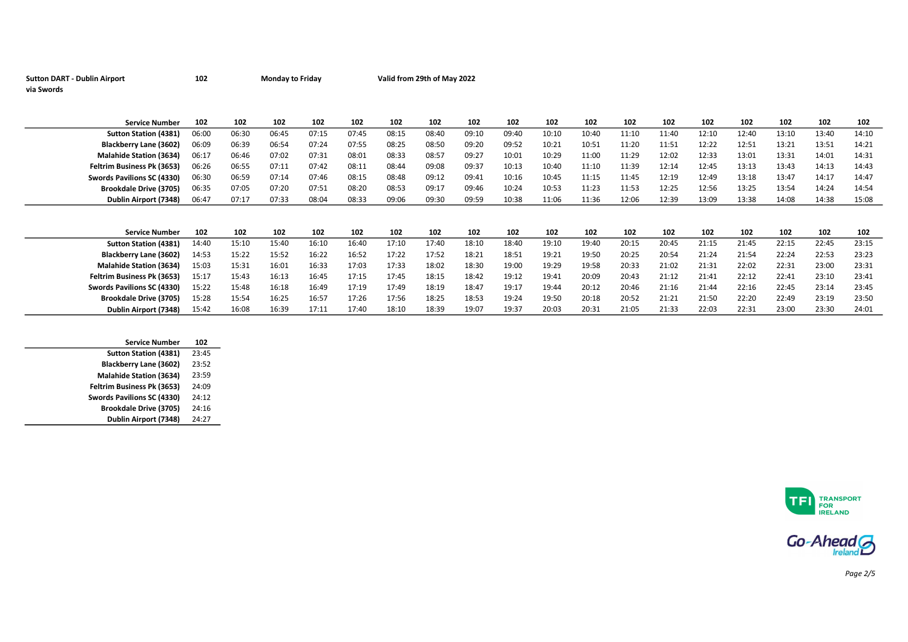**Sutton DART - Dublin Airport via Swords** **102** **Monday to Friday** **Valid from 29th of May 2022**

| Service Number | 102 | 102 | 102 | 102 | 102 | 102 | 102 | 102 | 102 | 102 | 102 | 102 | 102 | 102 | 102 | 102 | 102 | 102 |
|---|---|---|---|---|---|---|---|---|---|---|---|---|---|---|---|---|---|---|
| Sutton Station (4381) | 06:00 | 06:30 | 06:45 | 07:15 | 07:45 | 08:15 | 08:40 | 09:10 | 09:40 | 10:10 | 10:40 | 11:10 | 11:40 | 12:10 | 12:40 | 13:10 | 13:40 | 14:10 |
| Blackberry Lane (3602) | 06:09 | 06:39 | 06:54 | 07:24 | 07:55 | 08:25 | 08:50 | 09:20 | 09:52 | 10:21 | 10:51 | 11:20 | 11:51 | 12:22 | 12:51 | 13:21 | 13:51 | 14:21 |
| Malahide Station (3634) | 06:17 | 06:46 | 07:02 | 07:31 | 08:01 | 08:33 | 08:57 | 09:27 | 10:01 | 10:29 | 11:00 | 11:29 | 12:02 | 12:33 | 13:01 | 13:31 | 14:01 | 14:31 |
| Feltrim Business Pk (3653) | 06:26 | 06:55 | 07:11 | 07:42 | 08:11 | 08:44 | 09:08 | 09:37 | 10:13 | 10:40 | 11:10 | 11:39 | 12:14 | 12:45 | 13:13 | 13:43 | 14:13 | 14:43 |
| Swords Pavilions SC (4330) | 06:30 | 06:59 | 07:14 | 07:46 | 08:15 | 08:48 | 09:12 | 09:41 | 10:16 | 10:45 | 11:15 | 11:45 | 12:19 | 12:49 | 13:18 | 13:47 | 14:17 | 14:47 |
| Brookdale Drive (3705) | 06:35 | 07:05 | 07:20 | 07:51 | 08:20 | 08:53 | 09:17 | 09:46 | 10:24 | 10:53 | 11:23 | 11:53 | 12:25 | 12:56 | 13:25 | 13:54 | 14:24 | 14:54 |
| Dublin Airport (7348) | 06:47 | 07:17 | 07:33 | 08:04 | 08:33 | 09:06 | 09:30 | 09:59 | 10:38 | 11:06 | 11:36 | 12:06 | 12:39 | 13:09 | 13:38 | 14:08 | 14:38 | 15:08 |

| Service Number | 102 | 102 | 102 | 102 | 102 | 102 | 102 | 102 | 102 | 102 | 102 | 102 | 102 | 102 | 102 | 102 | 102 | 102 |
|---|---|---|---|---|---|---|---|---|---|---|---|---|---|---|---|---|---|---|
| Sutton Station (4381) | 14:40 | 15:10 | 15:40 | 16:10 | 16:40 | 17:10 | 17:40 | 18:10 | 18:40 | 19:10 | 19:40 | 20:15 | 20:45 | 21:15 | 21:45 | 22:15 | 22:45 | 23:15 |
| Blackberry Lane (3602) | 14:53 | 15:22 | 15:52 | 16:22 | 16:52 | 17:22 | 17:52 | 18:21 | 18:51 | 19:21 | 19:50 | 20:25 | 20:54 | 21:24 | 21:54 | 22:24 | 22:53 | 23:23 |
| Malahide Station (3634) | 15:03 | 15:31 | 16:01 | 16:33 | 17:03 | 17:33 | 18:02 | 18:30 | 19:00 | 19:29 | 19:58 | 20:33 | 21:02 | 21:31 | 22:02 | 22:31 | 23:00 | 23:31 |
| Feltrim Business Pk (3653) | 15:17 | 15:43 | 16:13 | 16:45 | 17:15 | 17:45 | 18:15 | 18:42 | 19:12 | 19:41 | 20:09 | 20:43 | 21:12 | 21:41 | 22:12 | 22:41 | 23:10 | 23:41 |
| Swords Pavilions SC (4330) | 15:22 | 15:48 | 16:18 | 16:49 | 17:19 | 17:49 | 18:19 | 18:47 | 19:17 | 19:44 | 20:12 | 20:46 | 21:16 | 21:44 | 22:16 | 22:45 | 23:14 | 23:45 |
| Brookdale Drive (3705) | 15:28 | 15:54 | 16:25 | 16:57 | 17:26 | 17:56 | 18:25 | 18:53 | 19:24 | 19:50 | 20:18 | 20:52 | 21:21 | 21:50 | 22:20 | 22:49 | 23:19 | 23:50 |
| Dublin Airport (7348) | 15:42 | 16:08 | 16:39 | 17:11 | 17:40 | 18:10 | 18:39 | 19:07 | 19:37 | 20:03 | 20:31 | 21:05 | 21:33 | 22:03 | 22:31 | 23:00 | 23:30 | 24:01 |

| Service Number | 102 |
|---|---|
| Sutton Station (4381) | 23:45 |
| Blackberry Lane (3602) | 23:52 |
| Malahide Station (3634) | 23:59 |
| Feltrim Business Pk (3653) | 24:09 |
| Swords Pavilions SC (4330) | 24:12 |
| Brookdale Drive (3705) | 24:16 |
| Dublin Airport (7348) | 24:27 |

TFI TRANSPORT FOR IRELAND

Go-Ahead Ireland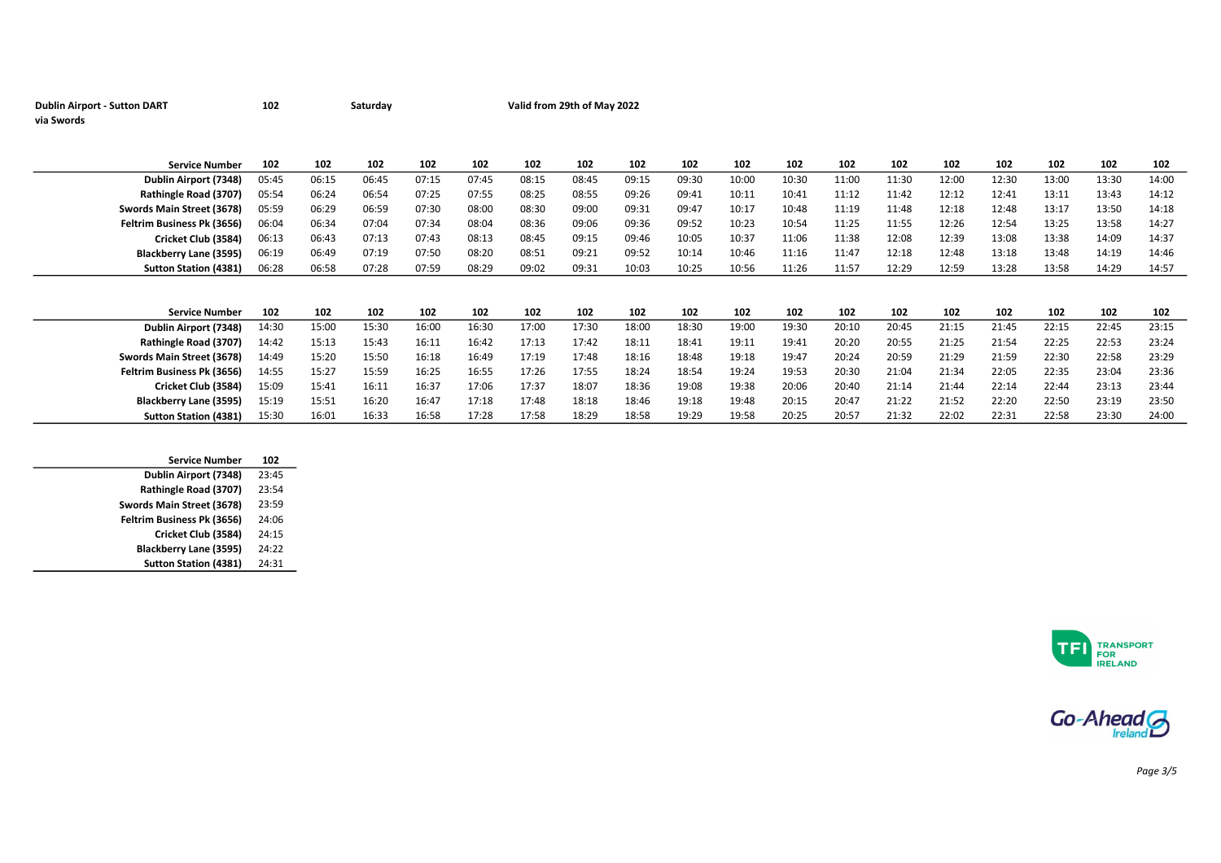**Dublin Airport - Sutton DART** **102** **Saturday** **Valid from 29th of May 2022**
**via Swords**

| Service Number | 102 | 102 | 102 | 102 | 102 | 102 | 102 | 102 | 102 | 102 | 102 | 102 | 102 | 102 | 102 | 102 | 102 | 102 |
|---|---|---|---|---|---|---|---|---|---|---|---|---|---|---|---|---|---|---|
| Dublin Airport (7348) | 05:45 | 06:15 | 06:45 | 07:15 | 07:45 | 08:15 | 08:45 | 09:15 | 09:30 | 10:00 | 10:30 | 11:00 | 11:30 | 12:00 | 12:30 | 13:00 | 13:30 | 14:00 |
| Rathingle Road (3707) | 05:54 | 06:24 | 06:54 | 07:25 | 07:55 | 08:25 | 08:55 | 09:26 | 09:41 | 10:11 | 10:41 | 11:12 | 11:42 | 12:12 | 12:41 | 13:11 | 13:43 | 14:12 |
| Swords Main Street (3678) | 05:59 | 06:29 | 06:59 | 07:30 | 08:00 | 08:30 | 09:00 | 09:31 | 09:47 | 10:17 | 10:48 | 11:19 | 11:48 | 12:18 | 12:48 | 13:17 | 13:50 | 14:18 |
| Feltrim Business Pk (3656) | 06:04 | 06:34 | 07:04 | 07:34 | 08:04 | 08:36 | 09:06 | 09:36 | 09:52 | 10:23 | 10:54 | 11:25 | 11:55 | 12:26 | 12:54 | 13:25 | 13:58 | 14:27 |
| Cricket Club (3584) | 06:13 | 06:43 | 07:13 | 07:43 | 08:13 | 08:45 | 09:15 | 09:46 | 10:05 | 10:37 | 11:06 | 11:38 | 12:08 | 12:39 | 13:08 | 13:38 | 14:09 | 14:37 |
| Blackberry Lane (3595) | 06:19 | 06:49 | 07:19 | 07:50 | 08:20 | 08:51 | 09:21 | 09:52 | 10:14 | 10:46 | 11:16 | 11:47 | 12:18 | 12:48 | 13:18 | 13:48 | 14:19 | 14:46 |
| Sutton Station (4381) | 06:28 | 06:58 | 07:28 | 07:59 | 08:29 | 09:02 | 09:31 | 10:03 | 10:25 | 10:56 | 11:26 | 11:57 | 12:29 | 12:59 | 13:28 | 13:58 | 14:29 | 14:57 |

| Service Number | 102 | 102 | 102 | 102 | 102 | 102 | 102 | 102 | 102 | 102 | 102 | 102 | 102 | 102 | 102 | 102 | 102 | 102 |
|---|---|---|---|---|---|---|---|---|---|---|---|---|---|---|---|---|---|---|
| Dublin Airport (7348) | 14:30 | 15:00 | 15:30 | 16:00 | 16:30 | 17:00 | 17:30 | 18:00 | 18:30 | 19:00 | 19:30 | 20:10 | 20:45 | 21:15 | 21:45 | 22:15 | 22:45 | 23:15 |
| Rathingle Road (3707) | 14:42 | 15:13 | 15:43 | 16:11 | 16:42 | 17:13 | 17:42 | 18:11 | 18:41 | 19:11 | 19:41 | 20:20 | 20:55 | 21:25 | 21:54 | 22:25 | 22:53 | 23:24 |
| Swords Main Street (3678) | 14:49 | 15:20 | 15:50 | 16:18 | 16:49 | 17:19 | 17:48 | 18:16 | 18:48 | 19:18 | 19:47 | 20:24 | 20:59 | 21:29 | 21:59 | 22:30 | 22:58 | 23:29 |
| Feltrim Business Pk (3656) | 14:55 | 15:27 | 15:59 | 16:25 | 16:55 | 17:26 | 17:55 | 18:24 | 18:54 | 19:24 | 19:53 | 20:30 | 21:04 | 21:34 | 22:05 | 22:35 | 23:04 | 23:36 |
| Cricket Club (3584) | 15:09 | 15:41 | 16:11 | 16:37 | 17:06 | 17:37 | 18:07 | 18:36 | 19:08 | 19:38 | 20:06 | 20:40 | 21:14 | 21:44 | 22:14 | 22:44 | 23:13 | 23:44 |
| Blackberry Lane (3595) | 15:19 | 15:51 | 16:20 | 16:47 | 17:18 | 17:48 | 18:18 | 18:46 | 19:18 | 19:48 | 20:15 | 20:47 | 21:22 | 21:52 | 22:20 | 22:50 | 23:19 | 23:50 |
| Sutton Station (4381) | 15:30 | 16:01 | 16:33 | 16:58 | 17:28 | 17:58 | 18:29 | 18:58 | 19:29 | 19:58 | 20:25 | 20:57 | 21:32 | 22:02 | 22:31 | 22:58 | 23:30 | 24:00 |

| Service Number | 102 |
|---|---|
| Dublin Airport (7348) | 23:45 |
| Rathingle Road (3707) | 23:54 |
| Swords Main Street (3678) | 23:59 |
| Feltrim Business Pk (3656) | 24:06 |
| Cricket Club (3584) | 24:15 |
| Blackberry Lane (3595) | 24:22 |
| Sutton Station (4381) | 24:31 |

TFI TRANSPORT FOR IRELAND

Go-Ahead Ireland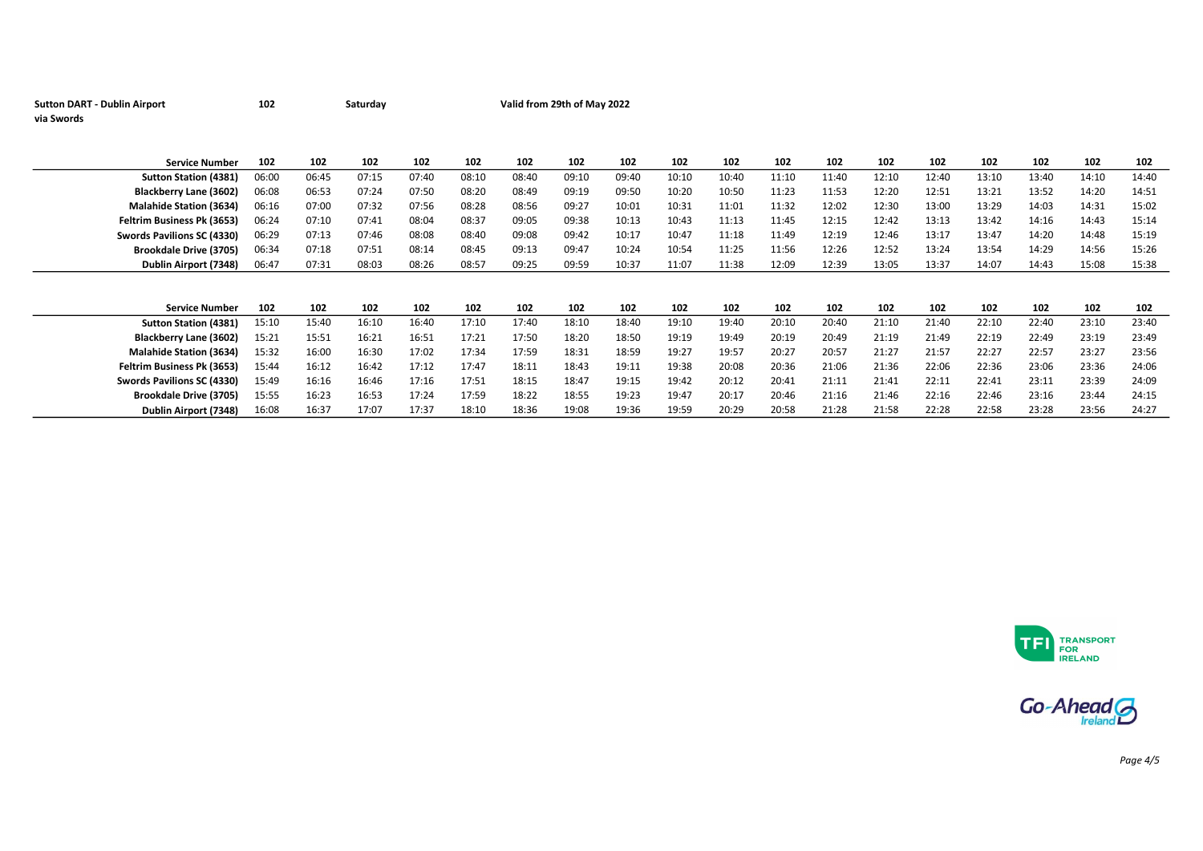**Sutton DART - Dublin Airport via Swords** **102** **Saturday** **Valid from 29th of May 2022**

| Service Number | 102 | 102 | 102 | 102 | 102 | 102 | 102 | 102 | 102 | 102 | 102 | 102 | 102 | 102 | 102 | 102 | 102 | 102 |
|---|---|---|---|---|---|---|---|---|---|---|---|---|---|---|---|---|---|---|
| Sutton Station (4381) | 06:00 | 06:45 | 07:15 | 07:40 | 08:10 | 08:40 | 09:10 | 09:40 | 10:10 | 10:40 | 11:10 | 11:40 | 12:10 | 12:40 | 13:10 | 13:40 | 14:10 | 14:40 |
| Blackberry Lane (3602) | 06:08 | 06:53 | 07:24 | 07:50 | 08:20 | 08:49 | 09:19 | 09:50 | 10:20 | 10:50 | 11:23 | 11:53 | 12:20 | 12:51 | 13:21 | 13:52 | 14:20 | 14:51 |
| Malahide Station (3634) | 06:16 | 07:00 | 07:32 | 07:56 | 08:28 | 08:56 | 09:27 | 10:01 | 10:31 | 11:01 | 11:32 | 12:02 | 12:30 | 13:00 | 13:29 | 14:03 | 14:31 | 15:02 |
| Feltrim Business Pk (3653) | 06:24 | 07:10 | 07:41 | 08:04 | 08:37 | 09:05 | 09:38 | 10:13 | 10:43 | 11:13 | 11:45 | 12:15 | 12:42 | 13:13 | 13:42 | 14:16 | 14:43 | 15:14 |
| Swords Pavilions SC (4330) | 06:29 | 07:13 | 07:46 | 08:08 | 08:40 | 09:08 | 09:42 | 10:17 | 10:47 | 11:18 | 11:49 | 12:19 | 12:46 | 13:17 | 13:47 | 14:20 | 14:48 | 15:19 |
| Brookdale Drive (3705) | 06:34 | 07:18 | 07:51 | 08:14 | 08:45 | 09:13 | 09:47 | 10:24 | 10:54 | 11:25 | 11:56 | 12:26 | 12:52 | 13:24 | 13:54 | 14:29 | 14:56 | 15:26 |
| Dublin Airport (7348) | 06:47 | 07:31 | 08:03 | 08:26 | 08:57 | 09:25 | 09:59 | 10:37 | 11:07 | 11:38 | 12:09 | 12:39 | 13:05 | 13:37 | 14:07 | 14:43 | 15:08 | 15:38 |

| Service Number | 102 | 102 | 102 | 102 | 102 | 102 | 102 | 102 | 102 | 102 | 102 | 102 | 102 | 102 | 102 | 102 | 102 | 102 |
|---|---|---|---|---|---|---|---|---|---|---|---|---|---|---|---|---|---|---|
| Sutton Station (4381) | 15:10 | 15:40 | 16:10 | 16:40 | 17:10 | 17:40 | 18:10 | 18:40 | 19:10 | 19:40 | 20:10 | 20:40 | 21:10 | 21:40 | 22:10 | 22:40 | 23:10 | 23:40 |
| Blackberry Lane (3602) | 15:21 | 15:51 | 16:21 | 16:51 | 17:21 | 17:50 | 18:20 | 18:50 | 19:19 | 19:49 | 20:19 | 20:49 | 21:19 | 21:49 | 22:19 | 22:49 | 23:19 | 23:49 |
| Malahide Station (3634) | 15:32 | 16:00 | 16:30 | 17:02 | 17:34 | 17:59 | 18:31 | 18:59 | 19:27 | 19:57 | 20:27 | 20:57 | 21:27 | 21:57 | 22:27 | 22:57 | 23:27 | 23:56 |
| Feltrim Business Pk (3653) | 15:44 | 16:12 | 16:42 | 17:12 | 17:47 | 18:11 | 18:43 | 19:11 | 19:38 | 20:08 | 20:36 | 21:06 | 21:36 | 22:06 | 22:36 | 23:06 | 23:36 | 24:06 |
| Swords Pavilions SC (4330) | 15:49 | 16:16 | 16:46 | 17:16 | 17:51 | 18:15 | 18:47 | 19:15 | 19:42 | 20:12 | 20:41 | 21:11 | 21:41 | 22:11 | 22:41 | 23:11 | 23:39 | 24:09 |
| Brookdale Drive (3705) | 15:55 | 16:23 | 16:53 | 17:24 | 17:59 | 18:22 | 18:55 | 19:23 | 19:47 | 20:17 | 20:46 | 21:16 | 21:46 | 22:16 | 22:46 | 23:16 | 23:44 | 24:15 |
| Dublin Airport (7348) | 16:08 | 16:37 | 17:07 | 17:37 | 18:10 | 18:36 | 19:08 | 19:36 | 19:59 | 20:29 | 20:58 | 21:28 | 21:58 | 22:28 | 22:58 | 23:28 | 23:56 | 24:27 |

TFI TRANSPORT FOR IRELAND

Go-Ahead Ireland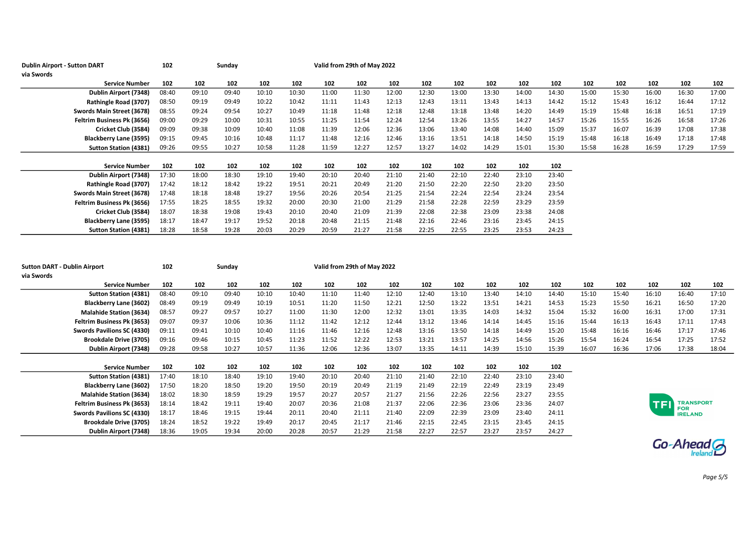**Dublin Airport - Sutton DART via Swords** 102 Sunday Valid from 29th of May 2022

| Service Number | 102 | 102 | 102 | 102 | 102 | 102 | 102 | 102 | 102 | 102 | 102 | 102 | 102 | 102 | 102 | 102 | 102 | 102 |
|---|---|---|---|---|---|---|---|---|---|---|---|---|---|---|---|---|---|---|
| Dublin Airport (7348) | 08:40 | 09:10 | 09:40 | 10:10 | 10:30 | 11:00 | 11:30 | 12:00 | 12:30 | 13:00 | 13:30 | 14:00 | 14:30 | 15:00 | 15:30 | 16:00 | 16:30 | 17:00 |
| Rathingle Road (3707) | 08:50 | 09:19 | 09:49 | 10:22 | 10:42 | 11:11 | 11:43 | 12:13 | 12:43 | 13:11 | 13:43 | 14:13 | 14:42 | 15:12 | 15:43 | 16:12 | 16:44 | 17:12 |
| Swords Main Street (3678) | 08:55 | 09:24 | 09:54 | 10:27 | 10:49 | 11:18 | 11:48 | 12:18 | 12:48 | 13:18 | 13:48 | 14:20 | 14:49 | 15:19 | 15:48 | 16:18 | 16:51 | 17:19 |
| Feltrim Business Pk (3656) | 09:00 | 09:29 | 10:00 | 10:31 | 10:55 | 11:25 | 11:54 | 12:24 | 12:54 | 13:26 | 13:55 | 14:27 | 14:57 | 15:26 | 15:55 | 16:26 | 16:58 | 17:26 |
| Cricket Club (3584) | 09:09 | 09:38 | 10:09 | 10:40 | 11:08 | 11:39 | 12:06 | 12:36 | 13:06 | 13:40 | 14:08 | 14:40 | 15:09 | 15:37 | 16:07 | 16:39 | 17:08 | 17:38 |
| Blackberry Lane (3595) | 09:15 | 09:45 | 10:16 | 10:48 | 11:17 | 11:48 | 12:16 | 12:46 | 13:16 | 13:51 | 14:18 | 14:50 | 15:19 | 15:48 | 16:18 | 16:49 | 17:18 | 17:48 |
| Sutton Station (4381) | 09:26 | 09:55 | 10:27 | 10:58 | 11:28 | 11:59 | 12:27 | 12:57 | 13:27 | 14:02 | 14:29 | 15:01 | 15:30 | 15:58 | 16:28 | 16:59 | 17:29 | 17:59 |

| Service Number | 102 | 102 | 102 | 102 | 102 | 102 | 102 | 102 | 102 | 102 | 102 | 102 | 102 |
|---|---|---|---|---|---|---|---|---|---|---|---|---|---|
| Dublin Airport (7348) | 17:30 | 18:00 | 18:30 | 19:10 | 19:40 | 20:10 | 20:40 | 21:10 | 21:40 | 22:10 | 22:40 | 23:10 | 23:40 |
| Rathingle Road (3707) | 17:42 | 18:12 | 18:42 | 19:22 | 19:51 | 20:21 | 20:49 | 21:20 | 21:50 | 22:20 | 22:50 | 23:20 | 23:50 |
| Swords Main Street (3678) | 17:48 | 18:18 | 18:48 | 19:27 | 19:56 | 20:26 | 20:54 | 21:25 | 21:54 | 22:24 | 22:54 | 23:24 | 23:54 |
| Feltrim Business Pk (3656) | 17:55 | 18:25 | 18:55 | 19:32 | 20:00 | 20:30 | 21:00 | 21:29 | 21:58 | 22:28 | 22:59 | 23:29 | 23:59 |
| Cricket Club (3584) | 18:07 | 18:38 | 19:08 | 19:43 | 20:10 | 20:40 | 21:09 | 21:39 | 22:08 | 22:38 | 23:09 | 23:38 | 24:08 |
| Blackberry Lane (3595) | 18:17 | 18:47 | 19:17 | 19:52 | 20:18 | 20:48 | 21:15 | 21:48 | 22:16 | 22:46 | 23:16 | 23:45 | 24:15 |
| Sutton Station (4381) | 18:28 | 18:58 | 19:28 | 20:03 | 20:29 | 20:59 | 21:27 | 21:58 | 22:25 | 22:55 | 23:25 | 23:53 | 24:23 |

**Sutton DART - Dublin Airport via Swords** 102 Sunday Valid from 29th of May 2022

| Service Number | 102 | 102 | 102 | 102 | 102 | 102 | 102 | 102 | 102 | 102 | 102 | 102 | 102 | 102 | 102 | 102 | 102 | 102 |
|---|---|---|---|---|---|---|---|---|---|---|---|---|---|---|---|---|---|---|
| Sutton Station (4381) | 08:40 | 09:10 | 09:40 | 10:10 | 10:40 | 11:10 | 11:40 | 12:10 | 12:40 | 13:10 | 13:40 | 14:10 | 14:40 | 15:10 | 15:40 | 16:10 | 16:40 | 17:10 |
| Blackberry Lane (3602) | 08:49 | 09:19 | 09:49 | 10:19 | 10:51 | 11:20 | 11:50 | 12:21 | 12:50 | 13:22 | 13:51 | 14:21 | 14:53 | 15:23 | 15:50 | 16:21 | 16:50 | 17:20 |
| Malahide Station (3634) | 08:57 | 09:27 | 09:57 | 10:27 | 11:00 | 11:30 | 12:00 | 12:32 | 13:01 | 13:35 | 14:03 | 14:32 | 15:04 | 15:32 | 16:00 | 16:31 | 17:00 | 17:31 |
| Feltrim Business Pk (3653) | 09:07 | 09:37 | 10:06 | 10:36 | 11:12 | 11:42 | 12:12 | 12:44 | 13:12 | 13:46 | 14:14 | 14:45 | 15:16 | 15:44 | 16:13 | 16:43 | 17:11 | 17:43 |
| Swords Pavilions SC (4330) | 09:11 | 09:41 | 10:10 | 10:40 | 11:16 | 11:46 | 12:16 | 12:48 | 13:16 | 13:50 | 14:18 | 14:49 | 15:20 | 15:48 | 16:16 | 16:46 | 17:17 | 17:46 |
| Brookdale Drive (3705) | 09:16 | 09:46 | 10:15 | 10:45 | 11:23 | 11:52 | 12:22 | 12:53 | 13:21 | 13:57 | 14:25 | 14:56 | 15:26 | 15:54 | 16:24 | 16:54 | 17:25 | 17:52 |
| Dublin Airport (7348) | 09:28 | 09:58 | 10:27 | 10:57 | 11:36 | 12:06 | 12:36 | 13:07 | 13:35 | 14:11 | 14:39 | 15:10 | 15:39 | 16:07 | 16:36 | 17:06 | 17:38 | 18:04 |

| Service Number | 102 | 102 | 102 | 102 | 102 | 102 | 102 | 102 | 102 | 102 | 102 | 102 | 102 |
|---|---|---|---|---|---|---|---|---|---|---|---|---|---|
| Sutton Station (4381) | 17:40 | 18:10 | 18:40 | 19:10 | 19:40 | 20:10 | 20:40 | 21:10 | 21:40 | 22:10 | 22:40 | 23:10 | 23:40 |
| Blackberry Lane (3602) | 17:50 | 18:20 | 18:50 | 19:20 | 19:50 | 20:19 | 20:49 | 21:19 | 21:49 | 22:19 | 22:49 | 23:19 | 23:49 |
| Malahide Station (3634) | 18:02 | 18:30 | 18:59 | 19:29 | 19:57 | 20:27 | 20:57 | 21:27 | 21:56 | 22:26 | 22:56 | 23:27 | 23:55 |
| Feltrim Business Pk (3653) | 18:14 | 18:42 | 19:11 | 19:40 | 20:07 | 20:36 | 21:08 | 21:37 | 22:06 | 22:36 | 23:06 | 23:36 | 24:07 |
| Swords Pavilions SC (4330) | 18:17 | 18:46 | 19:15 | 19:44 | 20:11 | 20:40 | 21:11 | 21:40 | 22:09 | 22:39 | 23:09 | 23:40 | 24:11 |
| Brookdale Drive (3705) | 18:24 | 18:52 | 19:22 | 19:49 | 20:17 | 20:45 | 21:17 | 21:46 | 22:15 | 22:45 | 23:15 | 23:45 | 24:15 |
| Dublin Airport (7348) | 18:36 | 19:05 | 19:34 | 20:00 | 20:28 | 20:57 | 21:29 | 21:58 | 22:27 | 22:57 | 23:27 | 23:57 | 24:27 |

TFI TRANSPORT FOR IRELAND

Go-Ahead Ireland